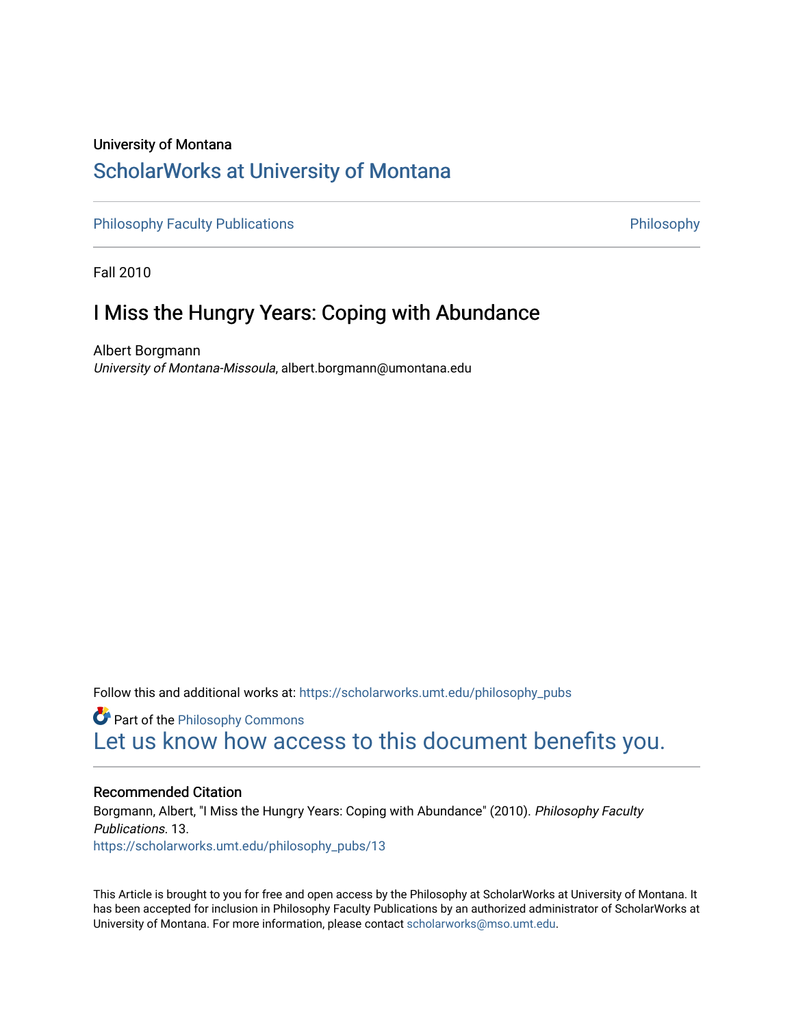University of Montana

# ScholarWorks at University of Montana

Philosophy Faculty Publications | Philosophy

Fall 2010

## I Miss the Hungry Years: Coping with Abundance

Albert Borgmann
*University of Montana-Missoula*, albert.borgmann@umontana.edu

Follow this and additional works at: https://scholarworks.umt.edu/philosophy_pubs

Part of the Philosophy Commons

Let us know how access to this document benefits you.

### Recommended Citation

Borgmann, Albert, "I Miss the Hungry Years: Coping with Abundance" (2010). *Philosophy Faculty Publications*. 13.
https://scholarworks.umt.edu/philosophy_pubs/13

This Article is brought to you for free and open access by the Philosophy at ScholarWorks at University of Montana. It has been accepted for inclusion in Philosophy Faculty Publications by an authorized administrator of ScholarWorks at University of Montana. For more information, please contact scholarworks@mso.umt.edu.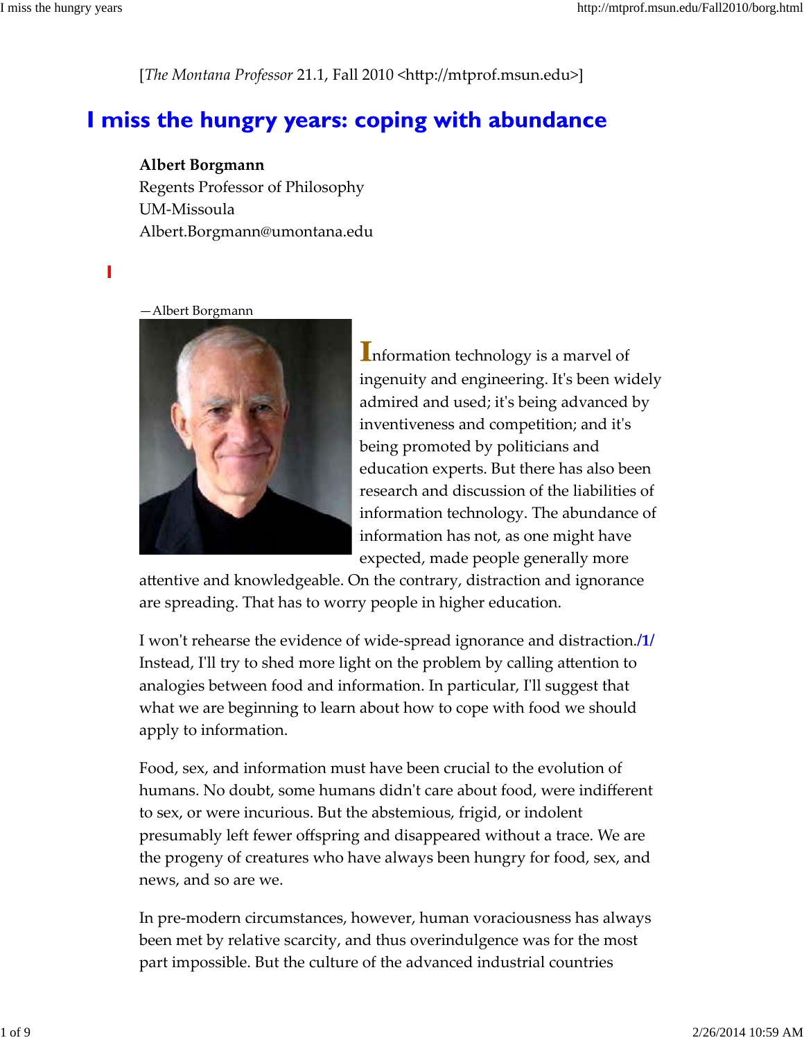[*The Montana Professor* 21.1, Fall 2010 <http://mtprof.msun.edu>]

# I miss the hungry years: coping with abundance

**Albert Borgmann**
Regents Professor of Philosophy
UM-Missoula
Albert.Borgmann@umontana.edu

—Albert Borgmann

Information technology is a marvel of ingenuity and engineering. It's been widely admired and used; it's being advanced by inventiveness and competition; and it's being promoted by politicians and education experts. But there has also been research and discussion of the liabilities of information technology. The abundance of information has not, as one might have expected, made people generally more attentive and knowledgeable. On the contrary, distraction and ignorance are spreading. That has to worry people in higher education.

I won't rehearse the evidence of wide-spread ignorance and distraction./1/ Instead, I'll try to shed more light on the problem by calling attention to analogies between food and information. In particular, I'll suggest that what we are beginning to learn about how to cope with food we should apply to information.

Food, sex, and information must have been crucial to the evolution of humans. No doubt, some humans didn't care about food, were indifferent to sex, or were incurious. But the abstemious, frigid, or indolent presumably left fewer offspring and disappeared without a trace. We are the progeny of creatures who have always been hungry for food, sex, and news, and so are we.

In pre-modern circumstances, however, human voraciousness has always been met by relative scarcity, and thus overindulgence was for the most part impossible. But the culture of the advanced industrial countries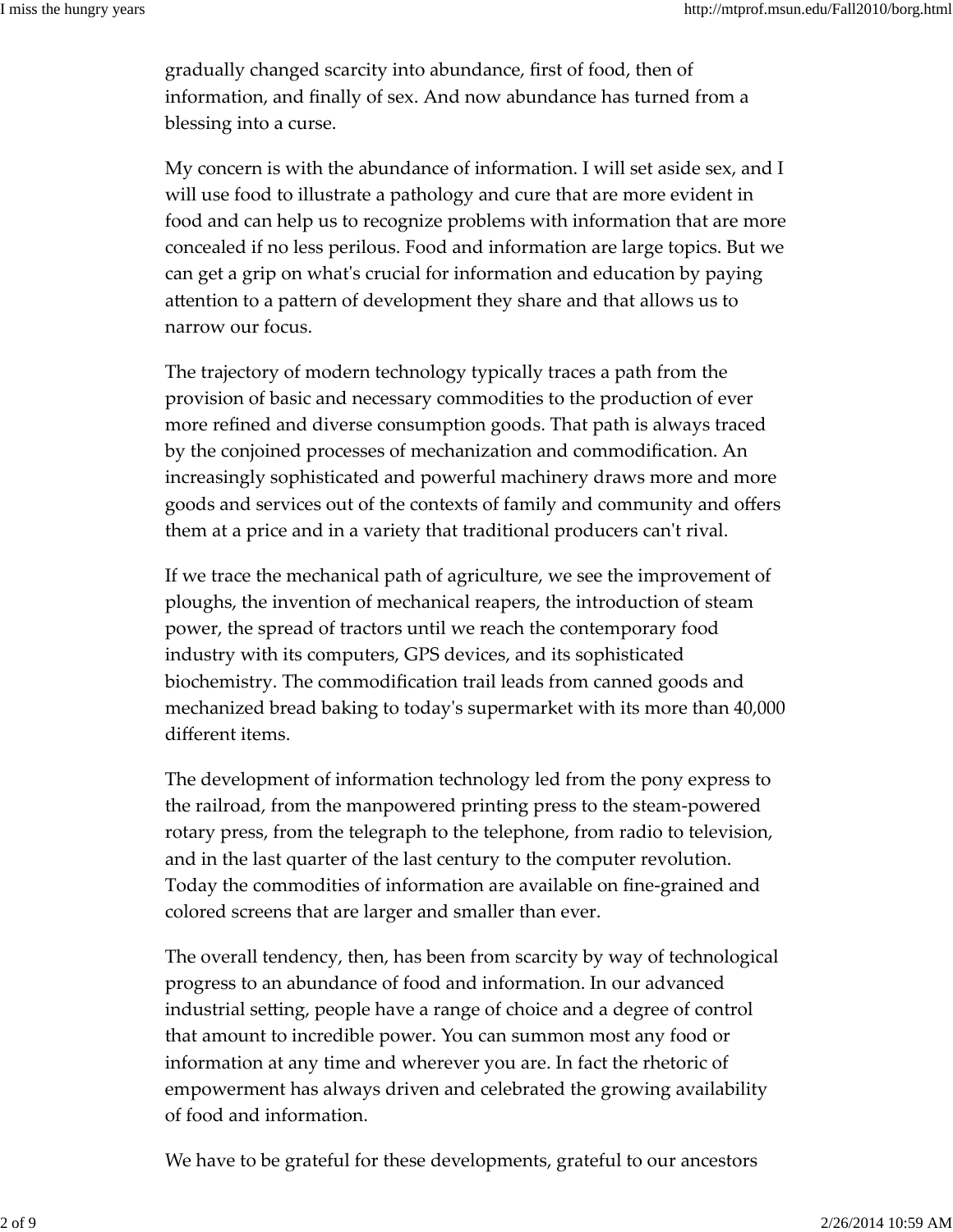gradually changed scarcity into abundance, first of food, then of information, and finally of sex. And now abundance has turned from a blessing into a curse.

My concern is with the abundance of information. I will set aside sex, and I will use food to illustrate a pathology and cure that are more evident in food and can help us to recognize problems with information that are more concealed if no less perilous. Food and information are large topics. But we can get a grip on what's crucial for information and education by paying attention to a pattern of development they share and that allows us to narrow our focus.

The trajectory of modern technology typically traces a path from the provision of basic and necessary commodities to the production of ever more refined and diverse consumption goods. That path is always traced by the conjoined processes of mechanization and commodification. An increasingly sophisticated and powerful machinery draws more and more goods and services out of the contexts of family and community and offers them at a price and in a variety that traditional producers can't rival.

If we trace the mechanical path of agriculture, we see the improvement of ploughs, the invention of mechanical reapers, the introduction of steam power, the spread of tractors until we reach the contemporary food industry with its computers, GPS devices, and its sophisticated biochemistry. The commodification trail leads from canned goods and mechanized bread baking to today's supermarket with its more than 40,000 different items.

The development of information technology led from the pony express to the railroad, from the manpowered printing press to the steam-powered rotary press, from the telegraph to the telephone, from radio to television, and in the last quarter of the last century to the computer revolution. Today the commodities of information are available on fine-grained and colored screens that are larger and smaller than ever.

The overall tendency, then, has been from scarcity by way of technological progress to an abundance of food and information. In our advanced industrial setting, people have a range of choice and a degree of control that amount to incredible power. You can summon most any food or information at any time and wherever you are. In fact the rhetoric of empowerment has always driven and celebrated the growing availability of food and information.

We have to be grateful for these developments, grateful to our ancestors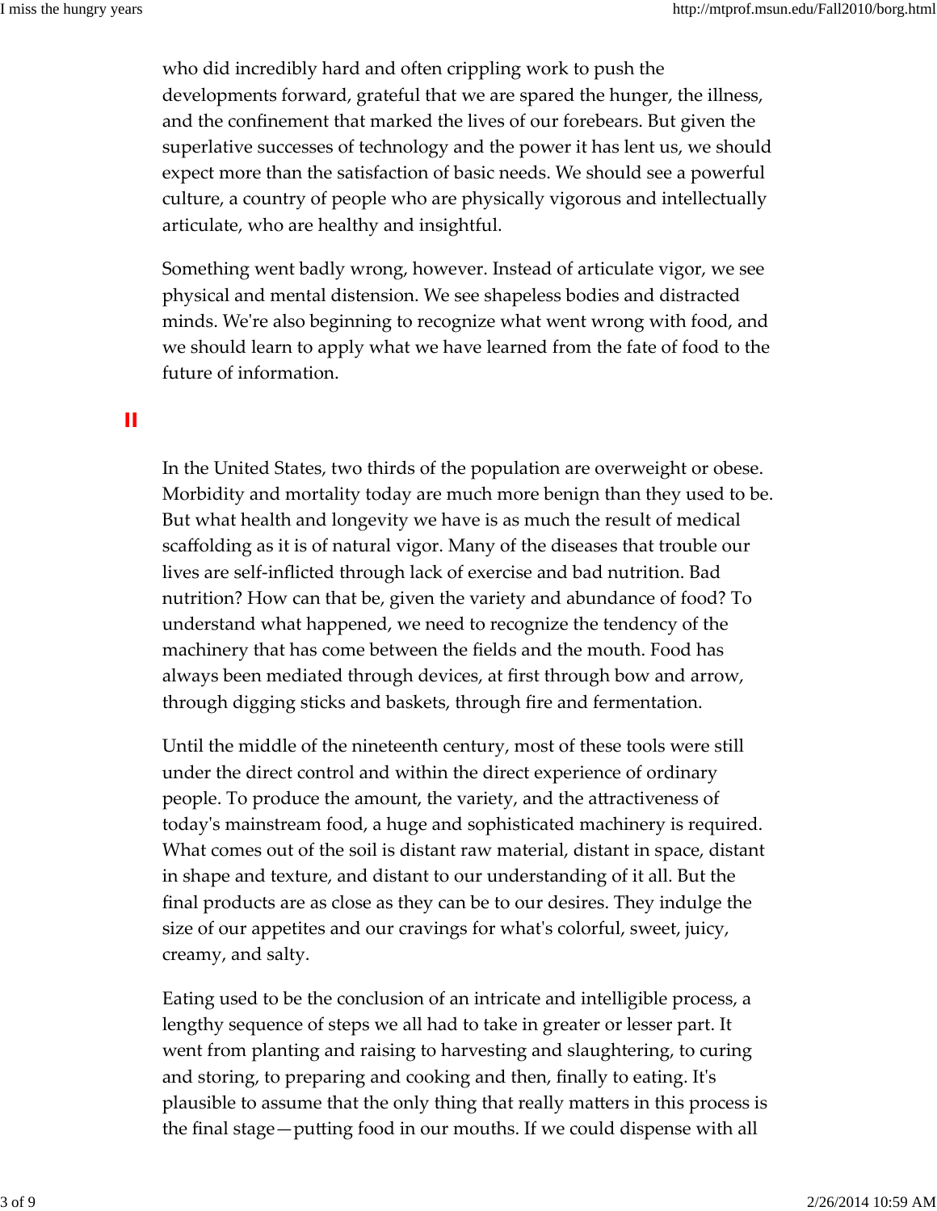who did incredibly hard and often crippling work to push the developments forward, grateful that we are spared the hunger, the illness, and the confinement that marked the lives of our forebears. But given the superlative successes of technology and the power it has lent us, we should expect more than the satisfaction of basic needs. We should see a powerful culture, a country of people who are physically vigorous and intellectually articulate, who are healthy and insightful.

Something went badly wrong, however. Instead of articulate vigor, we see physical and mental distension. We see shapeless bodies and distracted minds. We're also beginning to recognize what went wrong with food, and we should learn to apply what we have learned from the fate of food to the future of information.

## II

In the United States, two thirds of the population are overweight or obese. Morbidity and mortality today are much more benign than they used to be. But what health and longevity we have is as much the result of medical scaffolding as it is of natural vigor. Many of the diseases that trouble our lives are self-inflicted through lack of exercise and bad nutrition. Bad nutrition? How can that be, given the variety and abundance of food? To understand what happened, we need to recognize the tendency of the machinery that has come between the fields and the mouth. Food has always been mediated through devices, at first through bow and arrow, through digging sticks and baskets, through fire and fermentation.

Until the middle of the nineteenth century, most of these tools were still under the direct control and within the direct experience of ordinary people. To produce the amount, the variety, and the attractiveness of today's mainstream food, a huge and sophisticated machinery is required. What comes out of the soil is distant raw material, distant in space, distant in shape and texture, and distant to our understanding of it all. But the final products are as close as they can be to our desires. They indulge the size of our appetites and our cravings for what's colorful, sweet, juicy, creamy, and salty.

Eating used to be the conclusion of an intricate and intelligible process, a lengthy sequence of steps we all had to take in greater or lesser part. It went from planting and raising to harvesting and slaughtering, to curing and storing, to preparing and cooking and then, finally to eating. It's plausible to assume that the only thing that really matters in this process is the final stage—putting food in our mouths. If we could dispense with all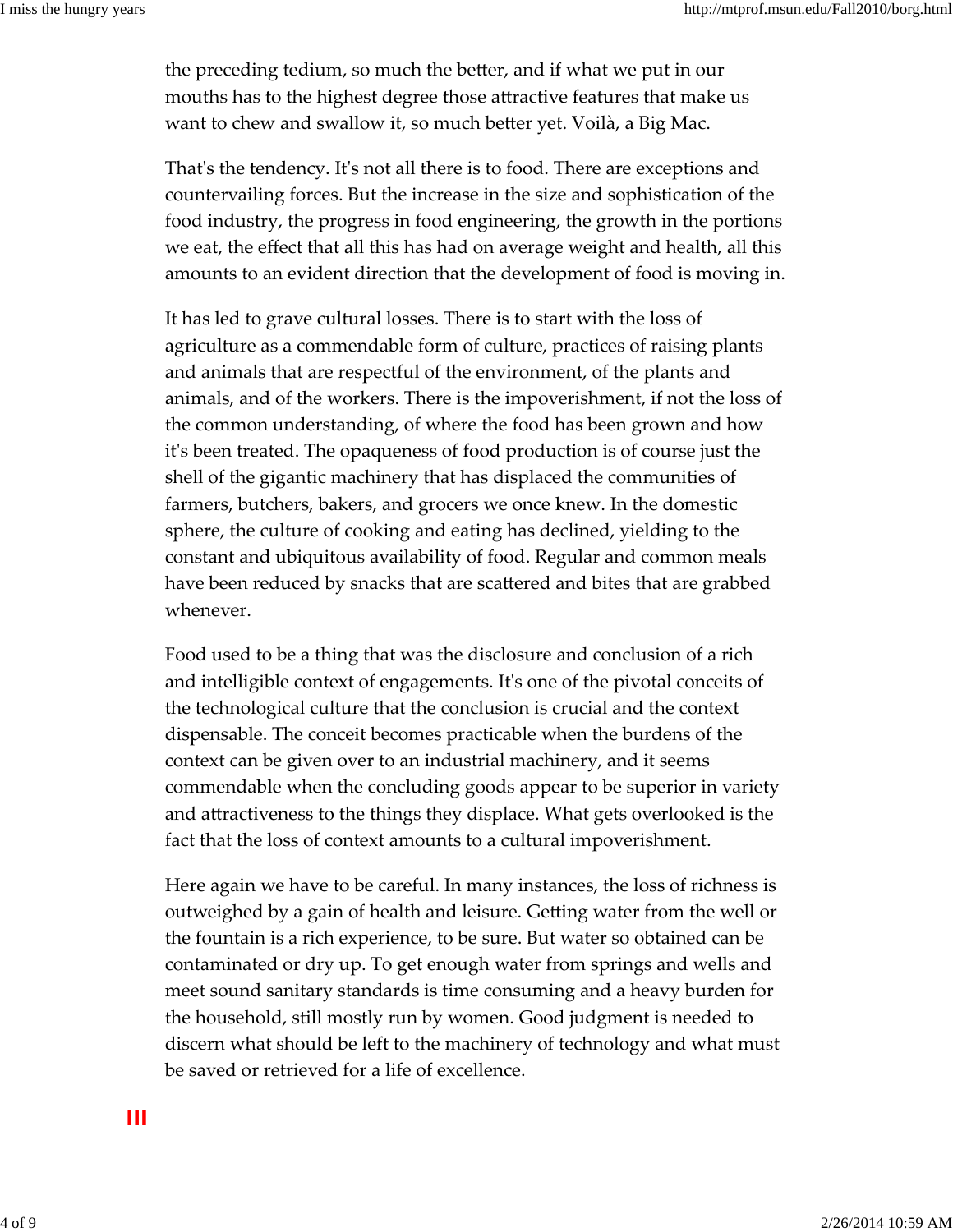the preceding tedium, so much the better, and if what we put in our mouths has to the highest degree those attractive features that make us want to chew and swallow it, so much better yet. Voilà, a Big Mac.

That's the tendency. It's not all there is to food. There are exceptions and countervailing forces. But the increase in the size and sophistication of the food industry, the progress in food engineering, the growth in the portions we eat, the effect that all this has had on average weight and health, all this amounts to an evident direction that the development of food is moving in.

It has led to grave cultural losses. There is to start with the loss of agriculture as a commendable form of culture, practices of raising plants and animals that are respectful of the environment, of the plants and animals, and of the workers. There is the impoverishment, if not the loss of the common understanding, of where the food has been grown and how it's been treated. The opaqueness of food production is of course just the shell of the gigantic machinery that has displaced the communities of farmers, butchers, bakers, and grocers we once knew. In the domestic sphere, the culture of cooking and eating has declined, yielding to the constant and ubiquitous availability of food. Regular and common meals have been reduced by snacks that are scattered and bites that are grabbed whenever.

Food used to be a thing that was the disclosure and conclusion of a rich and intelligible context of engagements. It's one of the pivotal conceits of the technological culture that the conclusion is crucial and the context dispensable. The conceit becomes practicable when the burdens of the context can be given over to an industrial machinery, and it seems commendable when the concluding goods appear to be superior in variety and attractiveness to the things they displace. What gets overlooked is the fact that the loss of context amounts to a cultural impoverishment.

Here again we have to be careful. In many instances, the loss of richness is outweighed by a gain of health and leisure. Getting water from the well or the fountain is a rich experience, to be sure. But water so obtained can be contaminated or dry up. To get enough water from springs and wells and meet sound sanitary standards is time consuming and a heavy burden for the household, still mostly run by women. Good judgment is needed to discern what should be left to the machinery of technology and what must be saved or retrieved for a life of excellence.

## III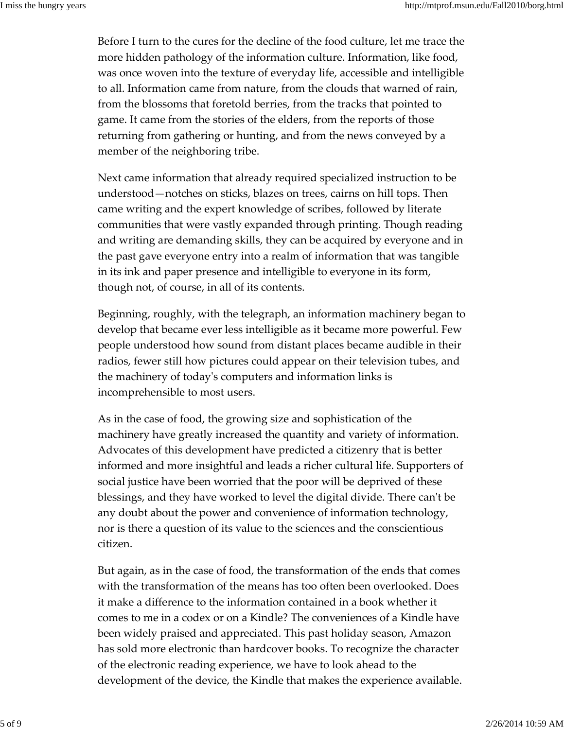Before I turn to the cures for the decline of the food culture, let me trace the more hidden pathology of the information culture. Information, like food, was once woven into the texture of everyday life, accessible and intelligible to all. Information came from nature, from the clouds that warned of rain, from the blossoms that foretold berries, from the tracks that pointed to game. It came from the stories of the elders, from the reports of those returning from gathering or hunting, and from the news conveyed by a member of the neighboring tribe.

Next came information that already required specialized instruction to be understood—notches on sticks, blazes on trees, cairns on hill tops. Then came writing and the expert knowledge of scribes, followed by literate communities that were vastly expanded through printing. Though reading and writing are demanding skills, they can be acquired by everyone and in the past gave everyone entry into a realm of information that was tangible in its ink and paper presence and intelligible to everyone in its form, though not, of course, in all of its contents.

Beginning, roughly, with the telegraph, an information machinery began to develop that became ever less intelligible as it became more powerful. Few people understood how sound from distant places became audible in their radios, fewer still how pictures could appear on their television tubes, and the machinery of today's computers and information links is incomprehensible to most users.

As in the case of food, the growing size and sophistication of the machinery have greatly increased the quantity and variety of information. Advocates of this development have predicted a citizenry that is better informed and more insightful and leads a richer cultural life. Supporters of social justice have been worried that the poor will be deprived of these blessings, and they have worked to level the digital divide. There can't be any doubt about the power and convenience of information technology, nor is there a question of its value to the sciences and the conscientious citizen.

But again, as in the case of food, the transformation of the ends that comes with the transformation of the means has too often been overlooked. Does it make a difference to the information contained in a book whether it comes to me in a codex or on a Kindle? The conveniences of a Kindle have been widely praised and appreciated. This past holiday season, Amazon has sold more electronic than hardcover books. To recognize the character of the electronic reading experience, we have to look ahead to the development of the device, the Kindle that makes the experience available.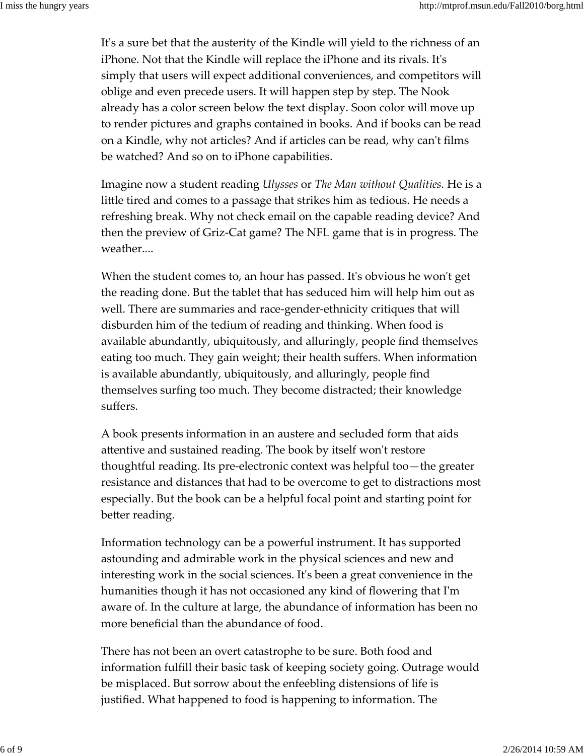It's a sure bet that the austerity of the Kindle will yield to the richness of an iPhone. Not that the Kindle will replace the iPhone and its rivals. It's simply that users will expect additional conveniences, and competitors will oblige and even precede users. It will happen step by step. The Nook already has a color screen below the text display. Soon color will move up to render pictures and graphs contained in books. And if books can be read on a Kindle, why not articles? And if articles can be read, why can't films be watched? And so on to iPhone capabilities.

Imagine now a student reading *Ulysses* or *The Man without Qualities.* He is a little tired and comes to a passage that strikes him as tedious. He needs a refreshing break. Why not check email on the capable reading device? And then the preview of Griz-Cat game? The NFL game that is in progress. The weather....

When the student comes to, an hour has passed. It's obvious he won't get the reading done. But the tablet that has seduced him will help him out as well. There are summaries and race-gender-ethnicity critiques that will disburden him of the tedium of reading and thinking. When food is available abundantly, ubiquitously, and alluringly, people find themselves eating too much. They gain weight; their health suffers. When information is available abundantly, ubiquitously, and alluringly, people find themselves surfing too much. They become distracted; their knowledge suffers.

A book presents information in an austere and secluded form that aids attentive and sustained reading. The book by itself won't restore thoughtful reading. Its pre-electronic context was helpful too—the greater resistance and distances that had to be overcome to get to distractions most especially. But the book can be a helpful focal point and starting point for better reading.

Information technology can be a powerful instrument. It has supported astounding and admirable work in the physical sciences and new and interesting work in the social sciences. It's been a great convenience in the humanities though it has not occasioned any kind of flowering that I'm aware of. In the culture at large, the abundance of information has been no more beneficial than the abundance of food.

There has not been an overt catastrophe to be sure. Both food and information fulfill their basic task of keeping society going. Outrage would be misplaced. But sorrow about the enfeebling distensions of life is justified. What happened to food is happening to information. The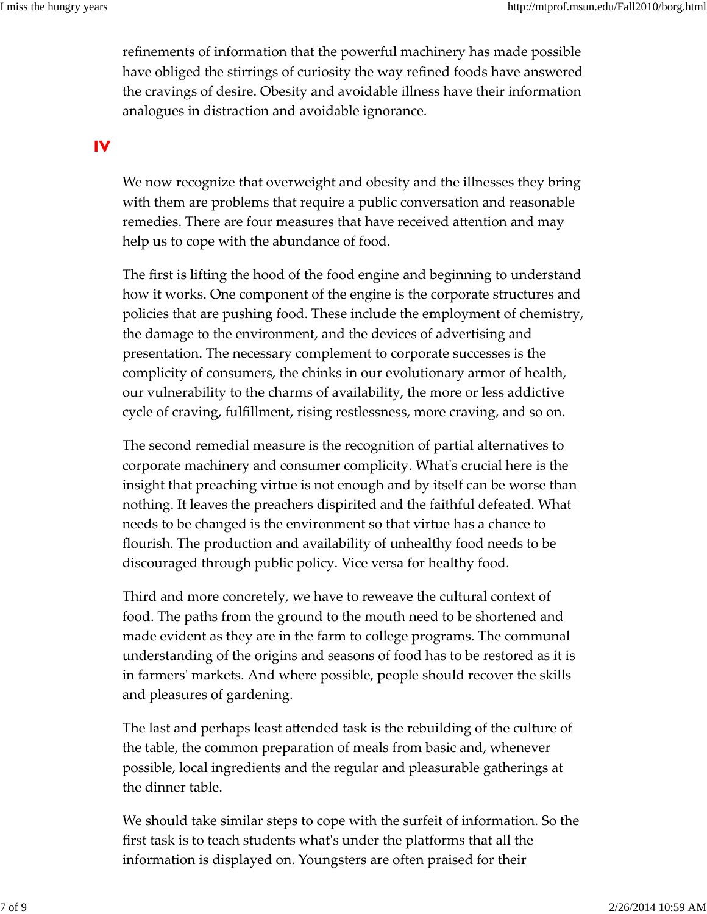refinements of information that the powerful machinery has made possible have obliged the stirrings of curiosity the way refined foods have answered the cravings of desire. Obesity and avoidable illness have their information analogues in distraction and avoidable ignorance.

## IV

We now recognize that overweight and obesity and the illnesses they bring with them are problems that require a public conversation and reasonable remedies. There are four measures that have received attention and may help us to cope with the abundance of food.

The first is lifting the hood of the food engine and beginning to understand how it works. One component of the engine is the corporate structures and policies that are pushing food. These include the employment of chemistry, the damage to the environment, and the devices of advertising and presentation. The necessary complement to corporate successes is the complicity of consumers, the chinks in our evolutionary armor of health, our vulnerability to the charms of availability, the more or less addictive cycle of craving, fulfillment, rising restlessness, more craving, and so on.

The second remedial measure is the recognition of partial alternatives to corporate machinery and consumer complicity. What's crucial here is the insight that preaching virtue is not enough and by itself can be worse than nothing. It leaves the preachers dispirited and the faithful defeated. What needs to be changed is the environment so that virtue has a chance to flourish. The production and availability of unhealthy food needs to be discouraged through public policy. Vice versa for healthy food.

Third and more concretely, we have to reweave the cultural context of food. The paths from the ground to the mouth need to be shortened and made evident as they are in the farm to college programs. The communal understanding of the origins and seasons of food has to be restored as it is in farmers' markets. And where possible, people should recover the skills and pleasures of gardening.

The last and perhaps least attended task is the rebuilding of the culture of the table, the common preparation of meals from basic and, whenever possible, local ingredients and the regular and pleasurable gatherings at the dinner table.

We should take similar steps to cope with the surfeit of information. So the first task is to teach students what's under the platforms that all the information is displayed on. Youngsters are often praised for their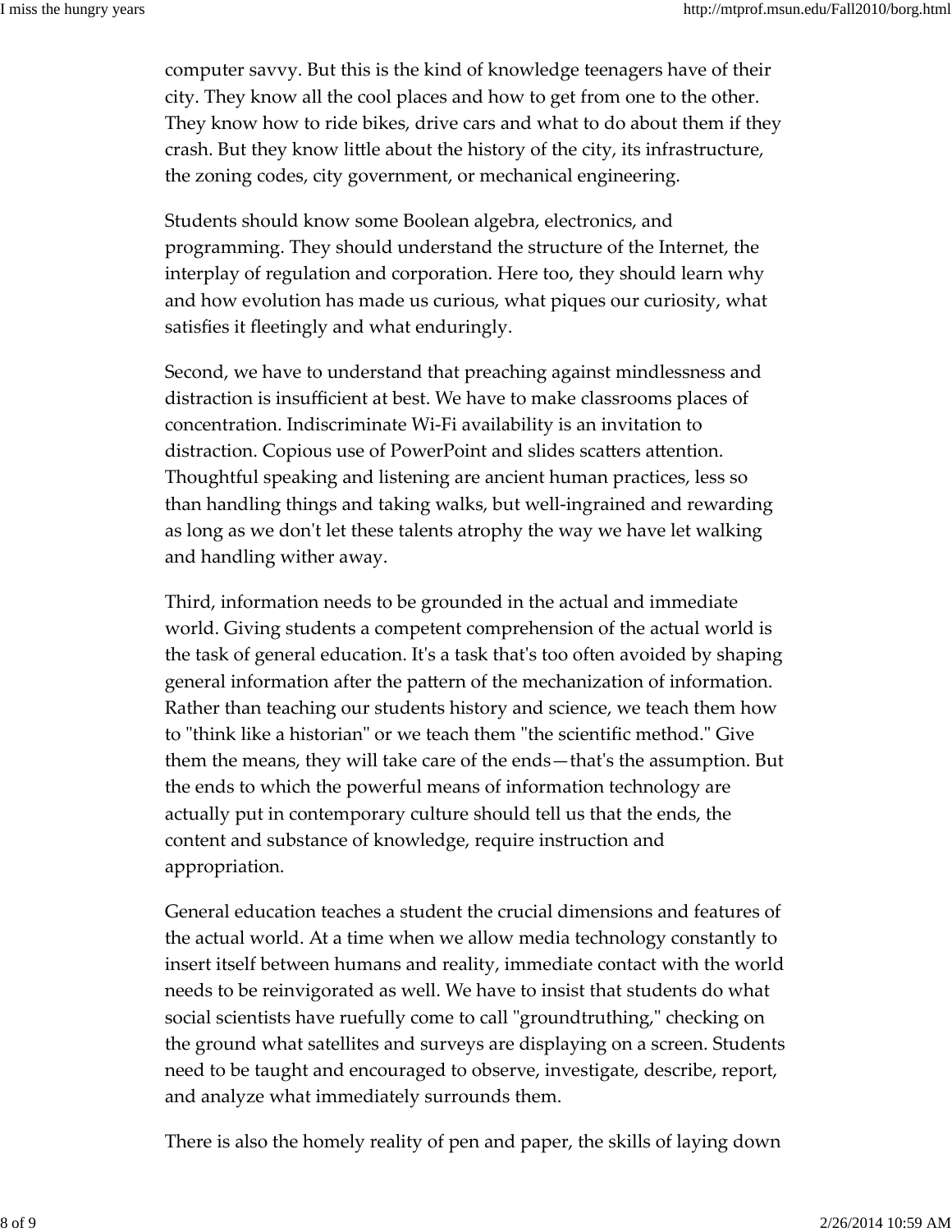computer savvy. But this is the kind of knowledge teenagers have of their city. They know all the cool places and how to get from one to the other. They know how to ride bikes, drive cars and what to do about them if they crash. But they know little about the history of the city, its infrastructure, the zoning codes, city government, or mechanical engineering.

Students should know some Boolean algebra, electronics, and programming. They should understand the structure of the Internet, the interplay of regulation and corporation. Here too, they should learn why and how evolution has made us curious, what piques our curiosity, what satisfies it fleetingly and what enduringly.

Second, we have to understand that preaching against mindlessness and distraction is insufficient at best. We have to make classrooms places of concentration. Indiscriminate Wi-Fi availability is an invitation to distraction. Copious use of PowerPoint and slides scatters attention. Thoughtful speaking and listening are ancient human practices, less so than handling things and taking walks, but well-ingrained and rewarding as long as we don't let these talents atrophy the way we have let walking and handling wither away.

Third, information needs to be grounded in the actual and immediate world. Giving students a competent comprehension of the actual world is the task of general education. It's a task that's too often avoided by shaping general information after the pattern of the mechanization of information. Rather than teaching our students history and science, we teach them how to "think like a historian" or we teach them "the scientific method." Give them the means, they will take care of the ends—that's the assumption. But the ends to which the powerful means of information technology are actually put in contemporary culture should tell us that the ends, the content and substance of knowledge, require instruction and appropriation.

General education teaches a student the crucial dimensions and features of the actual world. At a time when we allow media technology constantly to insert itself between humans and reality, immediate contact with the world needs to be reinvigorated as well. We have to insist that students do what social scientists have ruefully come to call "groundtruthing," checking on the ground what satellites and surveys are displaying on a screen. Students need to be taught and encouraged to observe, investigate, describe, report, and analyze what immediately surrounds them.

There is also the homely reality of pen and paper, the skills of laying down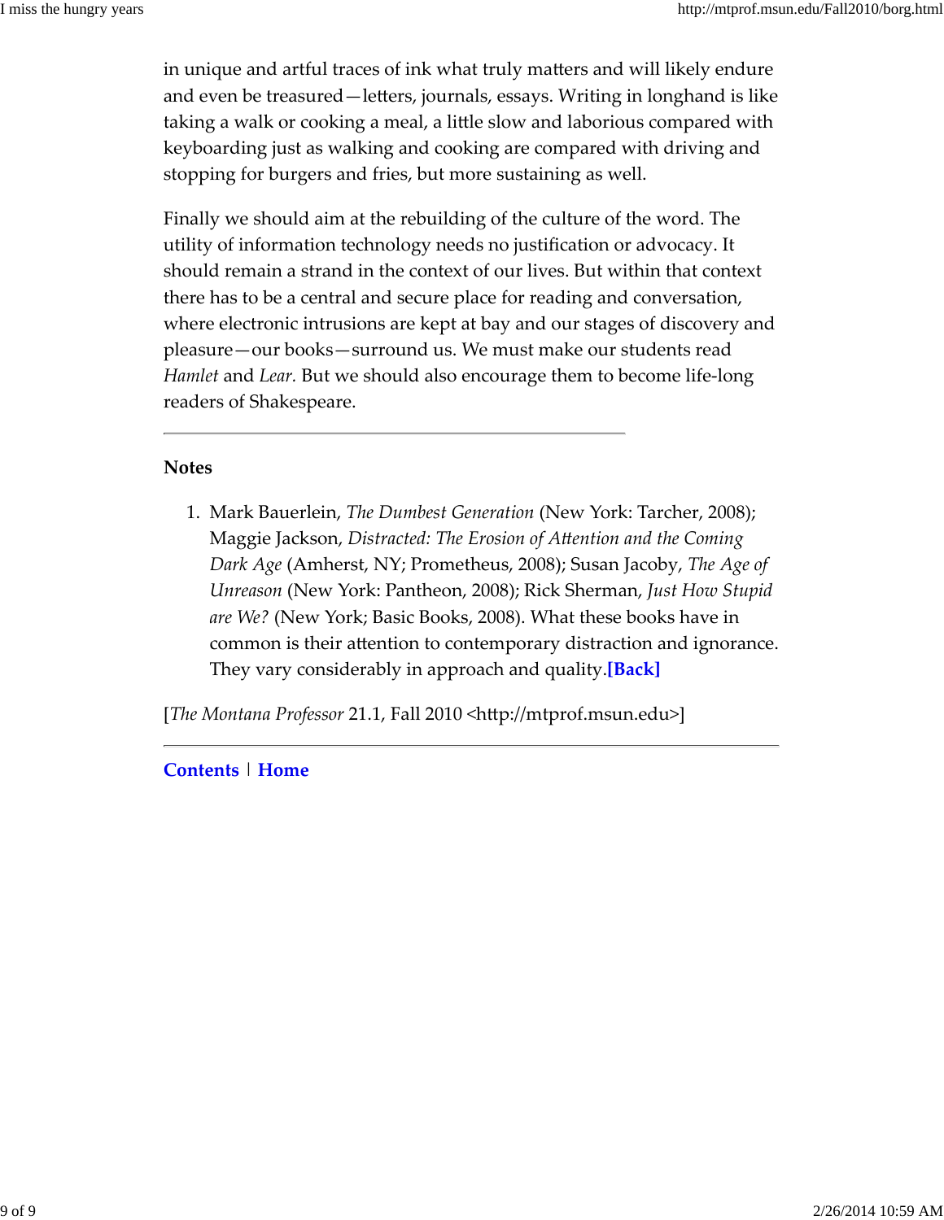in unique and artful traces of ink what truly matters and will likely endure and even be treasured—letters, journals, essays. Writing in longhand is like taking a walk or cooking a meal, a little slow and laborious compared with keyboarding just as walking and cooking are compared with driving and stopping for burgers and fries, but more sustaining as well.

Finally we should aim at the rebuilding of the culture of the word. The utility of information technology needs no justification or advocacy. It should remain a strand in the context of our lives. But within that context there has to be a central and secure place for reading and conversation, where electronic intrusions are kept at bay and our stages of discovery and pleasure—our books—surround us. We must make our students read *Hamlet* and *Lear*. But we should also encourage them to become life-long readers of Shakespeare.

---

**Notes**

1. Mark Bauerlein, *The Dumbest Generation* (New York: Tarcher, 2008); Maggie Jackson, *Distracted: The Erosion of Attention and the Coming Dark Age* (Amherst, NY; Prometheus, 2008); Susan Jacoby, *The Age of Unreason* (New York: Pantheon, 2008); Rick Sherman, *Just How Stupid are We?* (New York; Basic Books, 2008). What these books have in common is their attention to contemporary distraction and ignorance. They vary considerably in approach and quality.**[Back]**

[*The Montana Professor* 21.1, Fall 2010 <http://mtprof.msun.edu>]

---

**Contents** | **Home**